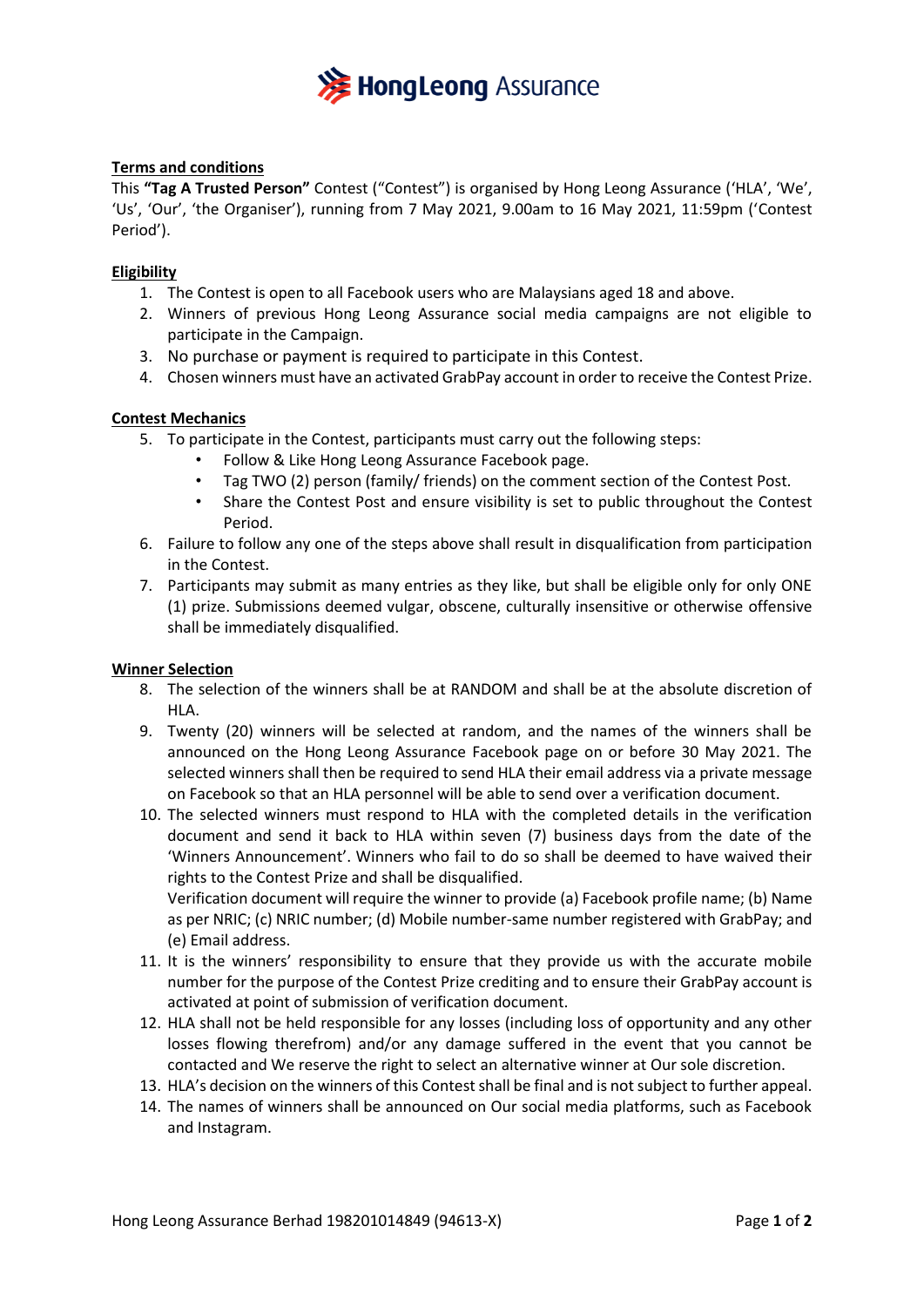**HongLeong Assurance**

## Terms and conditions

This **"Tag A Trusted Person"** Contest ("Contest") is organised by Hong Leong Assurance ('HLA', 'We', 'Us', 'Our', 'the Organiser'), running from 7 May 2021, 9.00am to 16 May 2021, 11:59pm ('Contest Period').

## Eligibility

1. The Contest is open to all Facebook users who are Malaysians aged 18 and above.
2. Winners of previous Hong Leong Assurance social media campaigns are not eligible to participate in the Campaign.
3. No purchase or payment is required to participate in this Contest.
4. Chosen winners must have an activated GrabPay account in order to receive the Contest Prize.

## Contest Mechanics

5. To participate in the Contest, participants must carry out the following steps:
   - Follow & Like Hong Leong Assurance Facebook page.
   - Tag TWO (2) person (family/ friends) on the comment section of the Contest Post.
   - Share the Contest Post and ensure visibility is set to public throughout the Contest Period.
6. Failure to follow any one of the steps above shall result in disqualification from participation in the Contest.
7. Participants may submit as many entries as they like, but shall be eligible only for only ONE (1) prize. Submissions deemed vulgar, obscene, culturally insensitive or otherwise offensive shall be immediately disqualified.

## Winner Selection

8. The selection of the winners shall be at RANDOM and shall be at the absolute discretion of HLA.
9. Twenty (20) winners will be selected at random, and the names of the winners shall be announced on the Hong Leong Assurance Facebook page on or before 30 May 2021. The selected winners shall then be required to send HLA their email address via a private message on Facebook so that an HLA personnel will be able to send over a verification document.
10. The selected winners must respond to HLA with the completed details in the verification document and send it back to HLA within seven (7) business days from the date of the 'Winners Announcement'. Winners who fail to do so shall be deemed to have waived their rights to the Contest Prize and shall be disqualified.
    Verification document will require the winner to provide (a) Facebook profile name; (b) Name as per NRIC; (c) NRIC number; (d) Mobile number-same number registered with GrabPay; and (e) Email address.
11. It is the winners' responsibility to ensure that they provide us with the accurate mobile number for the purpose of the Contest Prize crediting and to ensure their GrabPay account is activated at point of submission of verification document.
12. HLA shall not be held responsible for any losses (including loss of opportunity and any other losses flowing therefrom) and/or any damage suffered in the event that you cannot be contacted and We reserve the right to select an alternative winner at Our sole discretion.
13. HLA's decision on the winners of this Contest shall be final and is not subject to further appeal.
14. The names of winners shall be announced on Our social media platforms, such as Facebook and Instagram.

Hong Leong Assurance Berhad 198201014849 (94613-X)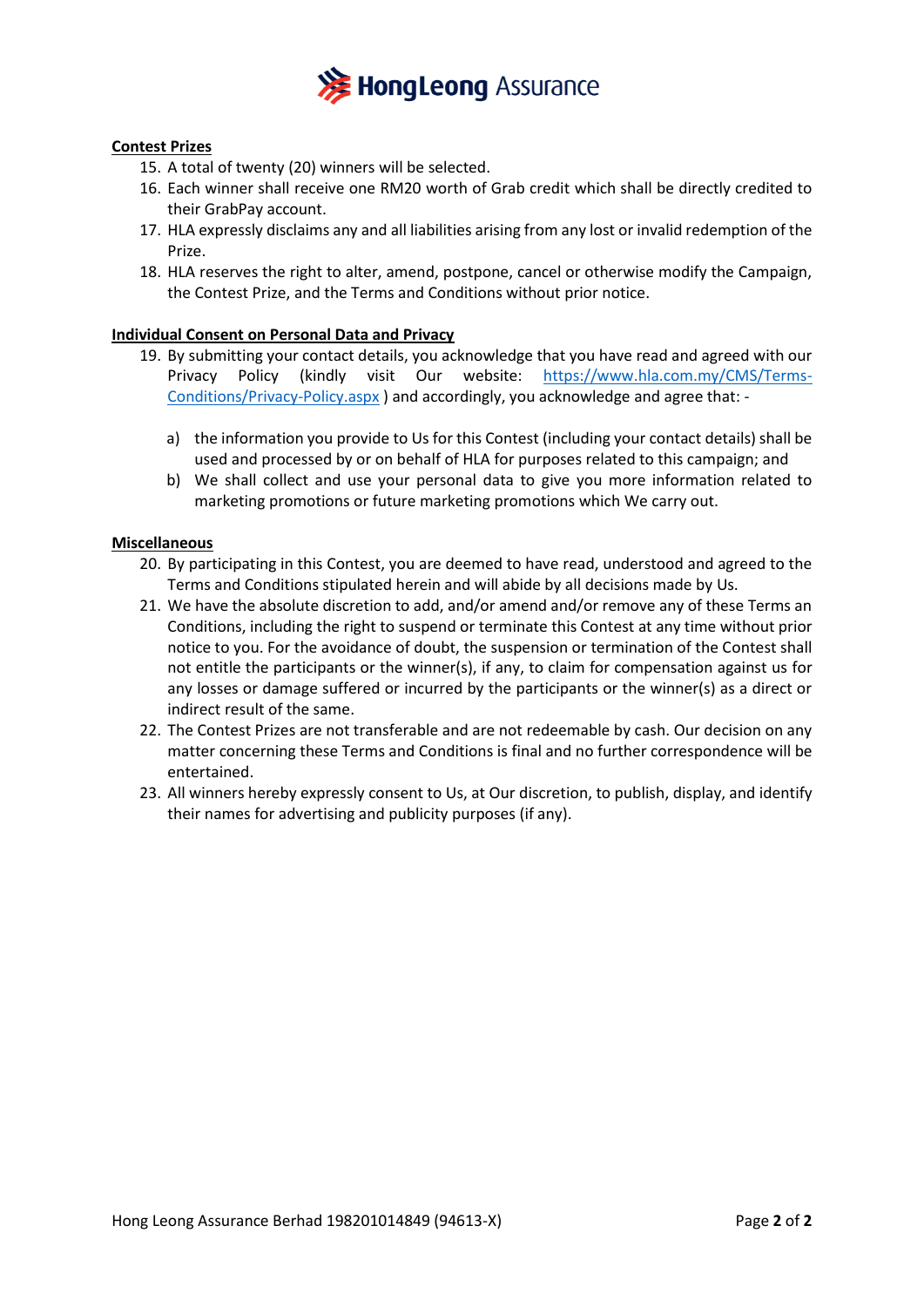**Contest Prizes**

15. A total of twenty (20) winners will be selected.
16. Each winner shall receive one RM20 worth of Grab credit which shall be directly credited to their GrabPay account.
17. HLA expressly disclaims any and all liabilities arising from any lost or invalid redemption of the Prize.
18. HLA reserves the right to alter, amend, postpone, cancel or otherwise modify the Campaign, the Contest Prize, and the Terms and Conditions without prior notice.

**Individual Consent on Personal Data and Privacy**

19. By submitting your contact details, you acknowledge that you have read and agreed with our Privacy Policy (kindly visit Our website: [https://www.hla.com.my/CMS/Terms-Conditions/Privacy-Policy.aspx](https://www.hla.com.my/CMS/Terms-Conditions/Privacy-Policy.aspx) ) and accordingly, you acknowledge and agree that: -

    a) the information you provide to Us for this Contest (including your contact details) shall be used and processed by or on behalf of HLA for purposes related to this campaign; and
    b) We shall collect and use your personal data to give you more information related to marketing promotions or future marketing promotions which We carry out.

**Miscellaneous**

20. By participating in this Contest, you are deemed to have read, understood and agreed to the Terms and Conditions stipulated herein and will abide by all decisions made by Us.
21. We have the absolute discretion to add, and/or amend and/or remove any of these Terms an Conditions, including the right to suspend or terminate this Contest at any time without prior notice to you. For the avoidance of doubt, the suspension or termination of the Contest shall not entitle the participants or the winner(s), if any, to claim for compensation against us for any losses or damage suffered or incurred by the participants or the winner(s) as a direct or indirect result of the same.
22. The Contest Prizes are not transferable and are not redeemable by cash. Our decision on any matter concerning these Terms and Conditions is final and no further correspondence will be entertained.
23. All winners hereby expressly consent to Us, at Our discretion, to publish, display, and identify their names for advertising and publicity purposes (if any).